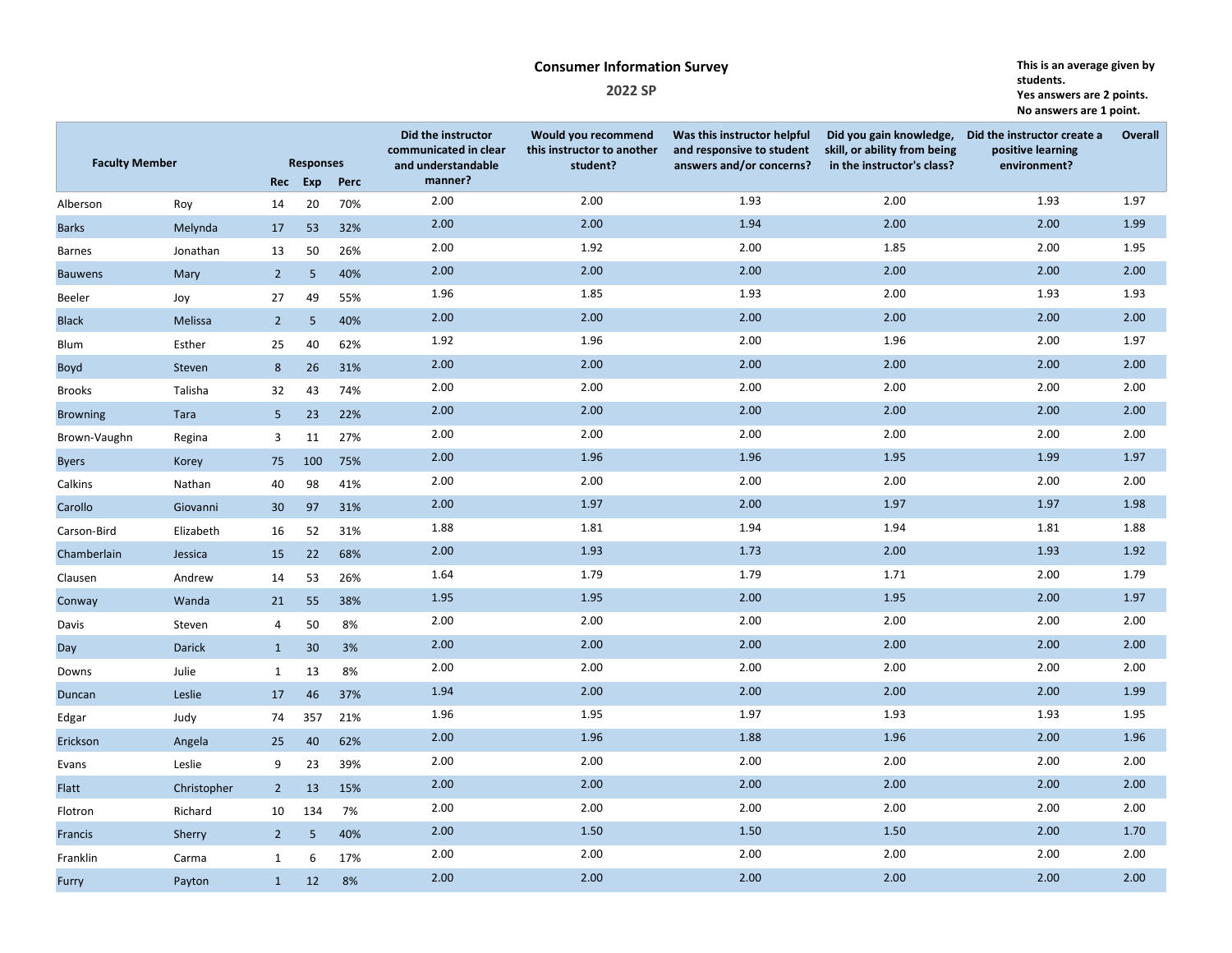# Consumer Information Survey

## 2022 SP

**This is an average given by students.**
**Yes answers are 2 points.**
**No answers are 1 point.**

| Faculty Member | | Responses | | | Did the instructor communicated in clear and understandable manner? | Would you recommend this instructor to another student? | Was this instructor helpful and responsive to student answers and/or concerns? | Did you gain knowledge, skill, or ability from being in the instructor's class? | Did the instructor create a positive learning environment? | Overall |
|---|---|---|---|---|---|---|---|---|---|---|
| | | Rec | Exp | Perc | | | | | | |
| Alberson | Roy | 14 | 20 | 70% | 2.00 | 2.00 | 1.93 | 2.00 | 1.93 | 1.97 |
| Barks | Melynda | 17 | 53 | 32% | 2.00 | 2.00 | 1.94 | 2.00 | 2.00 | 1.99 |
| Barnes | Jonathan | 13 | 50 | 26% | 2.00 | 1.92 | 2.00 | 1.85 | 2.00 | 1.95 |
| Bauwens | Mary | 2 | 5 | 40% | 2.00 | 2.00 | 2.00 | 2.00 | 2.00 | 2.00 |
| Beeler | Joy | 27 | 49 | 55% | 1.96 | 1.85 | 1.93 | 2.00 | 1.93 | 1.93 |
| Black | Melissa | 2 | 5 | 40% | 2.00 | 2.00 | 2.00 | 2.00 | 2.00 | 2.00 |
| Blum | Esther | 25 | 40 | 62% | 1.92 | 1.96 | 2.00 | 1.96 | 2.00 | 1.97 |
| Boyd | Steven | 8 | 26 | 31% | 2.00 | 2.00 | 2.00 | 2.00 | 2.00 | 2.00 |
| Brooks | Talisha | 32 | 43 | 74% | 2.00 | 2.00 | 2.00 | 2.00 | 2.00 | 2.00 |
| Browning | Tara | 5 | 23 | 22% | 2.00 | 2.00 | 2.00 | 2.00 | 2.00 | 2.00 |
| Brown-Vaughn | Regina | 3 | 11 | 27% | 2.00 | 2.00 | 2.00 | 2.00 | 2.00 | 2.00 |
| Byers | Korey | 75 | 100 | 75% | 2.00 | 1.96 | 1.96 | 1.95 | 1.99 | 1.97 |
| Calkins | Nathan | 40 | 98 | 41% | 2.00 | 2.00 | 2.00 | 2.00 | 2.00 | 2.00 |
| Carollo | Giovanni | 30 | 97 | 31% | 2.00 | 1.97 | 2.00 | 1.97 | 1.97 | 1.98 |
| Carson-Bird | Elizabeth | 16 | 52 | 31% | 1.88 | 1.81 | 1.94 | 1.94 | 1.81 | 1.88 |
| Chamberlain | Jessica | 15 | 22 | 68% | 2.00 | 1.93 | 1.73 | 2.00 | 1.93 | 1.92 |
| Clausen | Andrew | 14 | 53 | 26% | 1.64 | 1.79 | 1.79 | 1.71 | 2.00 | 1.79 |
| Conway | Wanda | 21 | 55 | 38% | 1.95 | 1.95 | 2.00 | 1.95 | 2.00 | 1.97 |
| Davis | Steven | 4 | 50 | 8% | 2.00 | 2.00 | 2.00 | 2.00 | 2.00 | 2.00 |
| Day | Darick | 1 | 30 | 3% | 2.00 | 2.00 | 2.00 | 2.00 | 2.00 | 2.00 |
| Downs | Julie | 1 | 13 | 8% | 2.00 | 2.00 | 2.00 | 2.00 | 2.00 | 2.00 |
| Duncan | Leslie | 17 | 46 | 37% | 1.94 | 2.00 | 2.00 | 2.00 | 2.00 | 1.99 |
| Edgar | Judy | 74 | 357 | 21% | 1.96 | 1.95 | 1.97 | 1.93 | 1.93 | 1.95 |
| Erickson | Angela | 25 | 40 | 62% | 2.00 | 1.96 | 1.88 | 1.96 | 2.00 | 1.96 |
| Evans | Leslie | 9 | 23 | 39% | 2.00 | 2.00 | 2.00 | 2.00 | 2.00 | 2.00 |
| Flatt | Christopher | 2 | 13 | 15% | 2.00 | 2.00 | 2.00 | 2.00 | 2.00 | 2.00 |
| Flotron | Richard | 10 | 134 | 7% | 2.00 | 2.00 | 2.00 | 2.00 | 2.00 | 2.00 |
| Francis | Sherry | 2 | 5 | 40% | 2.00 | 1.50 | 1.50 | 1.50 | 2.00 | 1.70 |
| Franklin | Carma | 1 | 6 | 17% | 2.00 | 2.00 | 2.00 | 2.00 | 2.00 | 2.00 |
| Furry | Payton | 1 | 12 | 8% | 2.00 | 2.00 | 2.00 | 2.00 | 2.00 | 2.00 |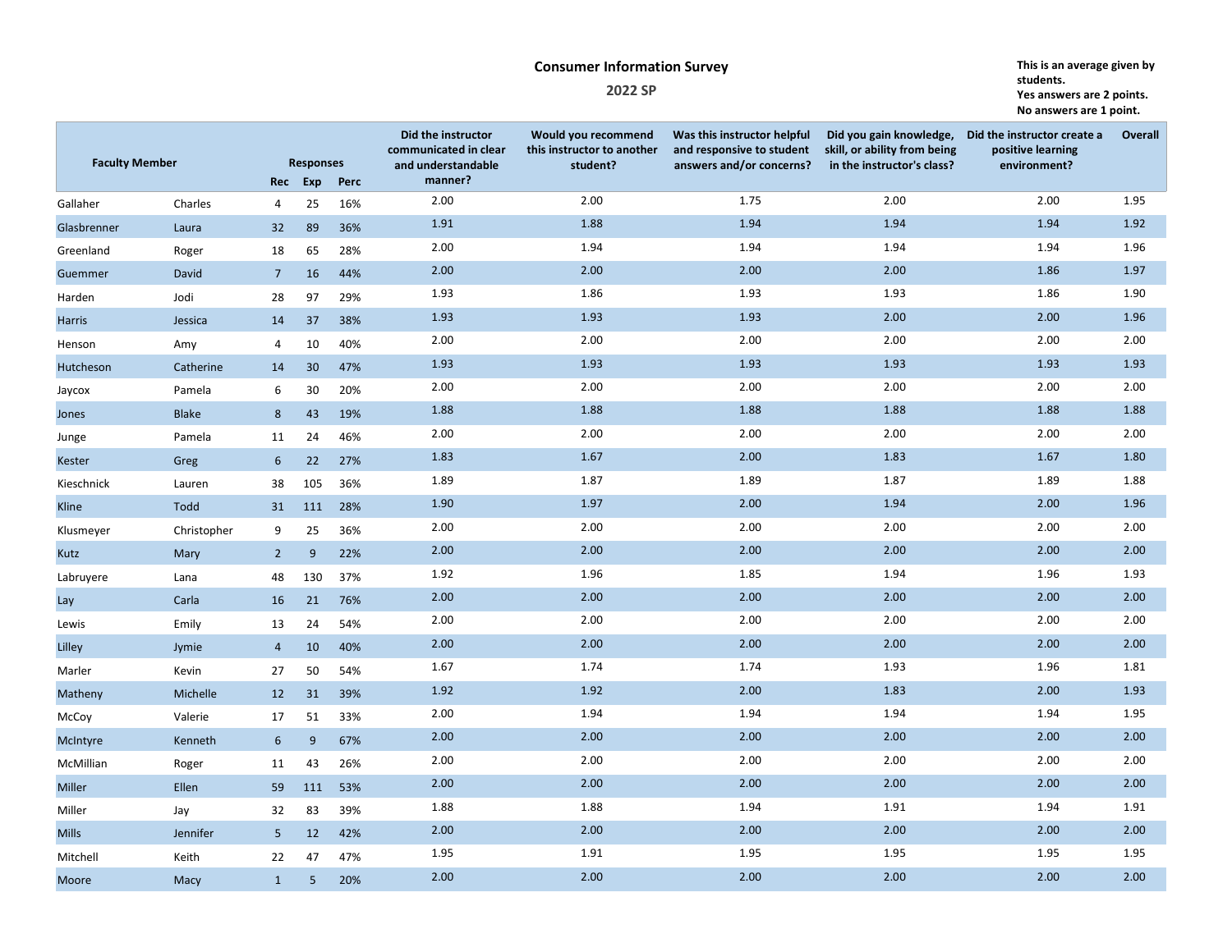# Consumer Information Survey

## 2022 SP

**This is an average given by students.**
**Yes answers are 2 points.**
**No answers are 1 point.**

| Faculty Member | | Responses | | | Did the instructor communicated in clear and understandable manner? | Would you recommend this instructor to another student? | Was this instructor helpful and responsive to student answers and/or concerns? | Did you gain knowledge, skill, or ability from being in the instructor's class? | Did the instructor create a positive learning environment? | Overall |
|---|---|---|---|---|---|---|---|---|---|---|
| | | Rec | Exp | Perc | | | | | | |
| Gallaher | Charles | 4 | 25 | 16% | 2.00 | 2.00 | 1.75 | 2.00 | 2.00 | 1.95 |
| Glasbrenner | Laura | 32 | 89 | 36% | 1.91 | 1.88 | 1.94 | 1.94 | 1.94 | 1.92 |
| Greenland | Roger | 18 | 65 | 28% | 2.00 | 1.94 | 1.94 | 1.94 | 1.94 | 1.96 |
| Guemmer | David | 7 | 16 | 44% | 2.00 | 2.00 | 2.00 | 2.00 | 1.86 | 1.97 |
| Harden | Jodi | 28 | 97 | 29% | 1.93 | 1.86 | 1.93 | 1.93 | 1.86 | 1.90 |
| Harris | Jessica | 14 | 37 | 38% | 1.93 | 1.93 | 1.93 | 2.00 | 2.00 | 1.96 |
| Henson | Amy | 4 | 10 | 40% | 2.00 | 2.00 | 2.00 | 2.00 | 2.00 | 2.00 |
| Hutcheson | Catherine | 14 | 30 | 47% | 1.93 | 1.93 | 1.93 | 1.93 | 1.93 | 1.93 |
| Jaycox | Pamela | 6 | 30 | 20% | 2.00 | 2.00 | 2.00 | 2.00 | 2.00 | 2.00 |
| Jones | Blake | 8 | 43 | 19% | 1.88 | 1.88 | 1.88 | 1.88 | 1.88 | 1.88 |
| Junge | Pamela | 11 | 24 | 46% | 2.00 | 2.00 | 2.00 | 2.00 | 2.00 | 2.00 |
| Kester | Greg | 6 | 22 | 27% | 1.83 | 1.67 | 2.00 | 1.83 | 1.67 | 1.80 |
| Kieschnick | Lauren | 38 | 105 | 36% | 1.89 | 1.87 | 1.89 | 1.87 | 1.89 | 1.88 |
| Kline | Todd | 31 | 111 | 28% | 1.90 | 1.97 | 2.00 | 1.94 | 2.00 | 1.96 |
| Klusmeyer | Christopher | 9 | 25 | 36% | 2.00 | 2.00 | 2.00 | 2.00 | 2.00 | 2.00 |
| Kutz | Mary | 2 | 9 | 22% | 2.00 | 2.00 | 2.00 | 2.00 | 2.00 | 2.00 |
| Labruyere | Lana | 48 | 130 | 37% | 1.92 | 1.96 | 1.85 | 1.94 | 1.96 | 1.93 |
| Lay | Carla | 16 | 21 | 76% | 2.00 | 2.00 | 2.00 | 2.00 | 2.00 | 2.00 |
| Lewis | Emily | 13 | 24 | 54% | 2.00 | 2.00 | 2.00 | 2.00 | 2.00 | 2.00 |
| Lilley | Jymie | 4 | 10 | 40% | 2.00 | 2.00 | 2.00 | 2.00 | 2.00 | 2.00 |
| Marler | Kevin | 27 | 50 | 54% | 1.67 | 1.74 | 1.74 | 1.93 | 1.96 | 1.81 |
| Matheny | Michelle | 12 | 31 | 39% | 1.92 | 1.92 | 2.00 | 1.83 | 2.00 | 1.93 |
| McCoy | Valerie | 17 | 51 | 33% | 2.00 | 1.94 | 1.94 | 1.94 | 1.94 | 1.95 |
| McIntyre | Kenneth | 6 | 9 | 67% | 2.00 | 2.00 | 2.00 | 2.00 | 2.00 | 2.00 |
| McMillian | Roger | 11 | 43 | 26% | 2.00 | 2.00 | 2.00 | 2.00 | 2.00 | 2.00 |
| Miller | Ellen | 59 | 111 | 53% | 2.00 | 2.00 | 2.00 | 2.00 | 2.00 | 2.00 |
| Miller | Jay | 32 | 83 | 39% | 1.88 | 1.88 | 1.94 | 1.91 | 1.94 | 1.91 |
| Mills | Jennifer | 5 | 12 | 42% | 2.00 | 2.00 | 2.00 | 2.00 | 2.00 | 2.00 |
| Mitchell | Keith | 22 | 47 | 47% | 1.95 | 1.91 | 1.95 | 1.95 | 1.95 | 1.95 |
| Moore | Macy | 1 | 5 | 20% | 2.00 | 2.00 | 2.00 | 2.00 | 2.00 | 2.00 |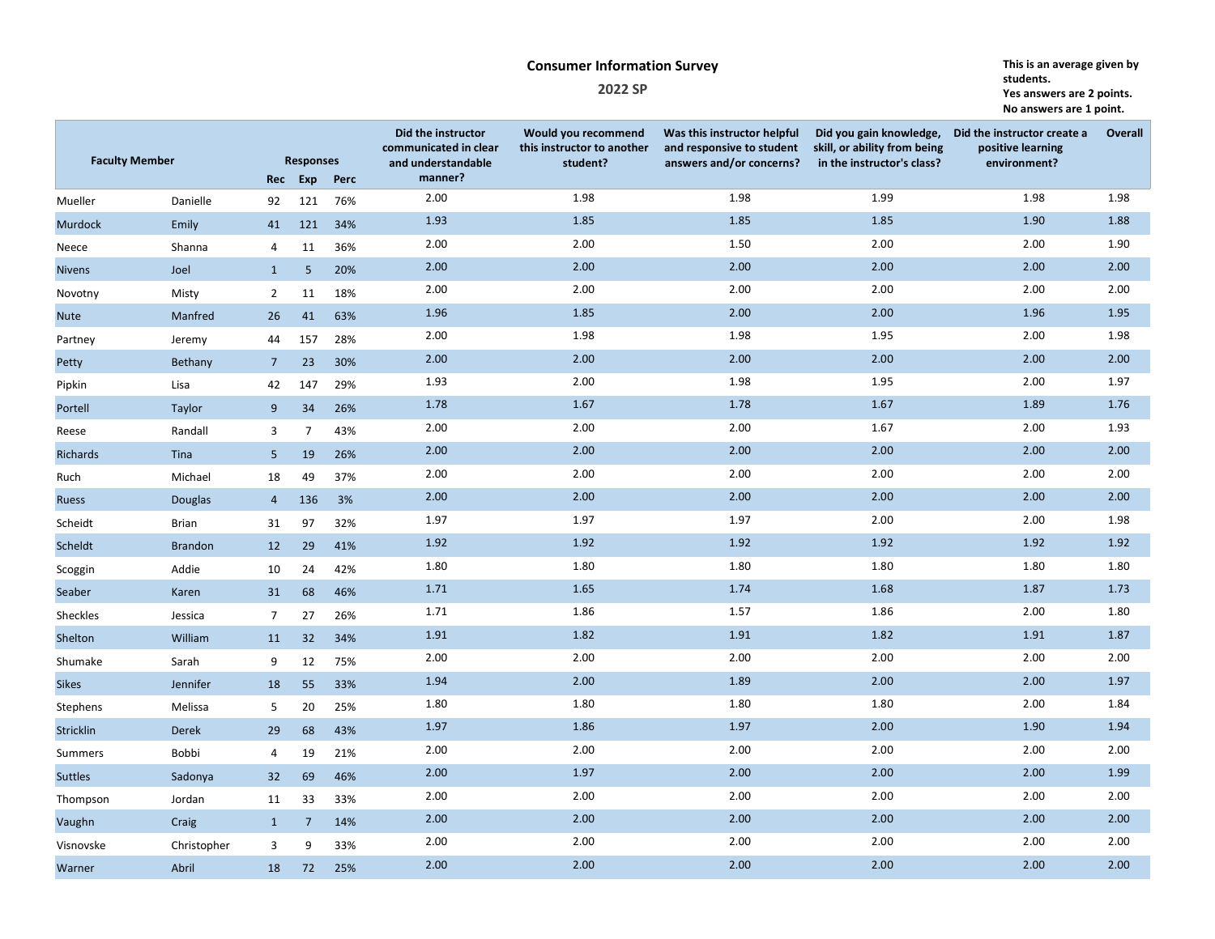# Consumer Information Survey

## 2022 SP

**This is an average given by students.**
**Yes answers are 2 points.**
**No answers are 1 point.**

| Faculty Member | | Responses | | | Did the instructor communicated in clear and understandable manner? | Would you recommend this instructor to another student? | Was this instructor helpful and responsive to student answers and/or concerns? | Did you gain knowledge, skill, or ability from being in the instructor's class? | Did the instructor create a positive learning environment? | Overall |
|---|---|---|---|---|---|---|---|---|---|---|
| | | Rec | Exp | Perc | | | | | | |
| Mueller | Danielle | 92 | 121 | 76% | 2.00 | 1.98 | 1.98 | 1.99 | 1.98 | 1.98 |
| Murdock | Emily | 41 | 121 | 34% | 1.93 | 1.85 | 1.85 | 1.85 | 1.90 | 1.88 |
| Neece | Shanna | 4 | 11 | 36% | 2.00 | 2.00 | 1.50 | 2.00 | 2.00 | 1.90 |
| Nivens | Joel | 1 | 5 | 20% | 2.00 | 2.00 | 2.00 | 2.00 | 2.00 | 2.00 |
| Novotny | Misty | 2 | 11 | 18% | 2.00 | 2.00 | 2.00 | 2.00 | 2.00 | 2.00 |
| Nute | Manfred | 26 | 41 | 63% | 1.96 | 1.85 | 2.00 | 2.00 | 1.96 | 1.95 |
| Partney | Jeremy | 44 | 157 | 28% | 2.00 | 1.98 | 1.98 | 1.95 | 2.00 | 1.98 |
| Petty | Bethany | 7 | 23 | 30% | 2.00 | 2.00 | 2.00 | 2.00 | 2.00 | 2.00 |
| Pipkin | Lisa | 42 | 147 | 29% | 1.93 | 2.00 | 1.98 | 1.95 | 2.00 | 1.97 |
| Portell | Taylor | 9 | 34 | 26% | 1.78 | 1.67 | 1.78 | 1.67 | 1.89 | 1.76 |
| Reese | Randall | 3 | 7 | 43% | 2.00 | 2.00 | 2.00 | 1.67 | 2.00 | 1.93 |
| Richards | Tina | 5 | 19 | 26% | 2.00 | 2.00 | 2.00 | 2.00 | 2.00 | 2.00 |
| Ruch | Michael | 18 | 49 | 37% | 2.00 | 2.00 | 2.00 | 2.00 | 2.00 | 2.00 |
| Ruess | Douglas | 4 | 136 | 3% | 2.00 | 2.00 | 2.00 | 2.00 | 2.00 | 2.00 |
| Scheidt | Brian | 31 | 97 | 32% | 1.97 | 1.97 | 1.97 | 2.00 | 2.00 | 1.98 |
| Scheldt | Brandon | 12 | 29 | 41% | 1.92 | 1.92 | 1.92 | 1.92 | 1.92 | 1.92 |
| Scoggin | Addie | 10 | 24 | 42% | 1.80 | 1.80 | 1.80 | 1.80 | 1.80 | 1.80 |
| Seaber | Karen | 31 | 68 | 46% | 1.71 | 1.65 | 1.74 | 1.68 | 1.87 | 1.73 |
| Sheckles | Jessica | 7 | 27 | 26% | 1.71 | 1.86 | 1.57 | 1.86 | 2.00 | 1.80 |
| Shelton | William | 11 | 32 | 34% | 1.91 | 1.82 | 1.91 | 1.82 | 1.91 | 1.87 |
| Shumake | Sarah | 9 | 12 | 75% | 2.00 | 2.00 | 2.00 | 2.00 | 2.00 | 2.00 |
| Sikes | Jennifer | 18 | 55 | 33% | 1.94 | 2.00 | 1.89 | 2.00 | 2.00 | 1.97 |
| Stephens | Melissa | 5 | 20 | 25% | 1.80 | 1.80 | 1.80 | 1.80 | 2.00 | 1.84 |
| Stricklin | Derek | 29 | 68 | 43% | 1.97 | 1.86 | 1.97 | 2.00 | 1.90 | 1.94 |
| Summers | Bobbi | 4 | 19 | 21% | 2.00 | 2.00 | 2.00 | 2.00 | 2.00 | 2.00 |
| Suttles | Sadonya | 32 | 69 | 46% | 2.00 | 1.97 | 2.00 | 2.00 | 2.00 | 1.99 |
| Thompson | Jordan | 11 | 33 | 33% | 2.00 | 2.00 | 2.00 | 2.00 | 2.00 | 2.00 |
| Vaughn | Craig | 1 | 7 | 14% | 2.00 | 2.00 | 2.00 | 2.00 | 2.00 | 2.00 |
| Visnovske | Christopher | 3 | 9 | 33% | 2.00 | 2.00 | 2.00 | 2.00 | 2.00 | 2.00 |
| Warner | Abril | 18 | 72 | 25% | 2.00 | 2.00 | 2.00 | 2.00 | 2.00 | 2.00 |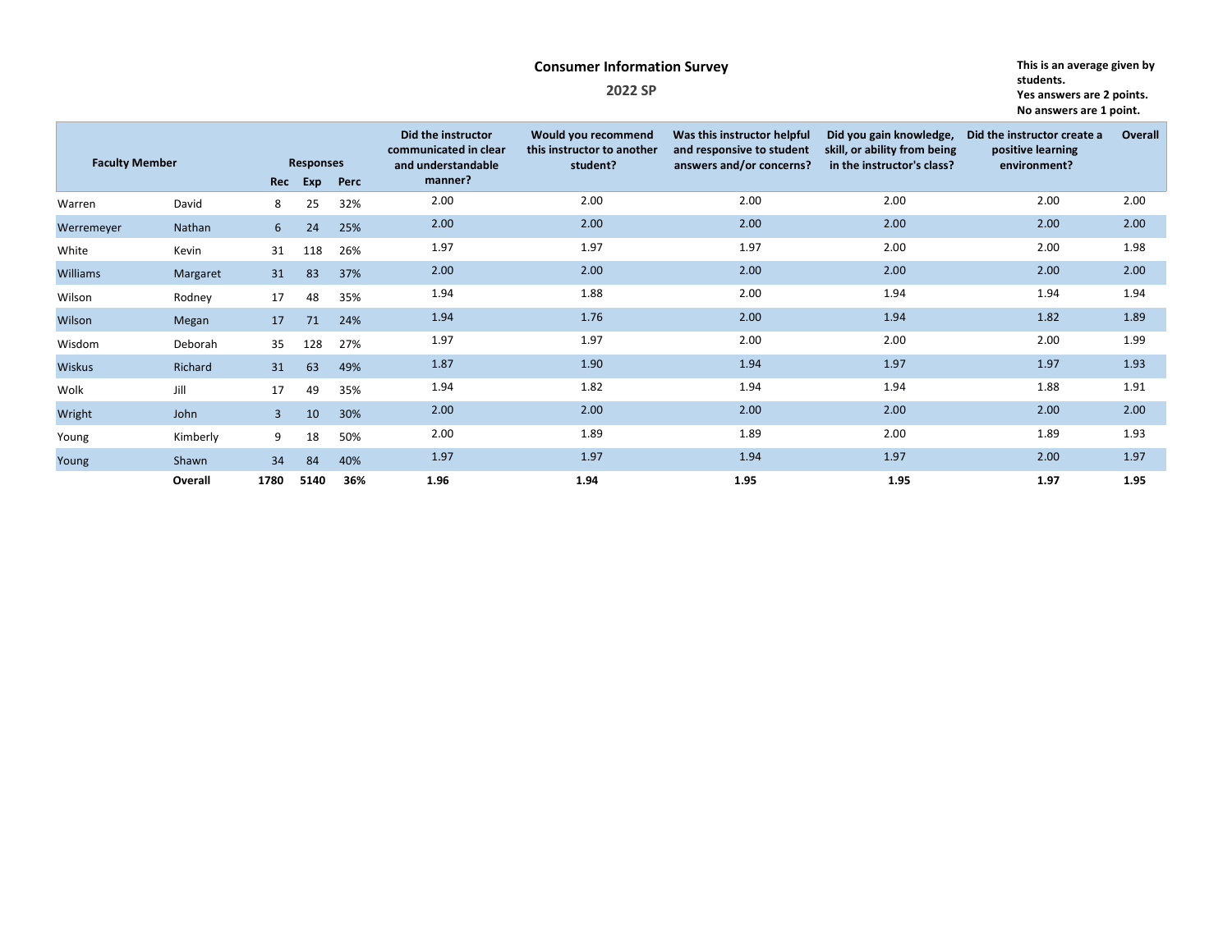## Consumer Information Survey

**2022 SP**

**This is an average given by students. Yes answers are 2 points. No answers are 1 point.**

| Faculty Member | | Responses | | | Did the instructor communicated in clear and understandable manner? | Would you recommend this instructor to another student? | Was this instructor helpful and responsive to student answers and/or concerns? | Did you gain knowledge, skill, or ability from being in the instructor's class? | Did the instructor create a positive learning environment? | Overall |
|---|---|---|---|---|---|---|---|---|---|---|
| | | Rec | Exp | Perc | | | | | | |
| Warren | David | 8 | 25 | 32% | 2.00 | 2.00 | 2.00 | 2.00 | 2.00 | 2.00 |
| Werremeyer | Nathan | 6 | 24 | 25% | 2.00 | 2.00 | 2.00 | 2.00 | 2.00 | 2.00 |
| White | Kevin | 31 | 118 | 26% | 1.97 | 1.97 | 1.97 | 2.00 | 2.00 | 1.98 |
| Williams | Margaret | 31 | 83 | 37% | 2.00 | 2.00 | 2.00 | 2.00 | 2.00 | 2.00 |
| Wilson | Rodney | 17 | 48 | 35% | 1.94 | 1.88 | 2.00 | 1.94 | 1.94 | 1.94 |
| Wilson | Megan | 17 | 71 | 24% | 1.94 | 1.76 | 2.00 | 1.94 | 1.82 | 1.89 |
| Wisdom | Deborah | 35 | 128 | 27% | 1.97 | 1.97 | 2.00 | 2.00 | 2.00 | 1.99 |
| Wiskus | Richard | 31 | 63 | 49% | 1.87 | 1.90 | 1.94 | 1.97 | 1.97 | 1.93 |
| Wolk | Jill | 17 | 49 | 35% | 1.94 | 1.82 | 1.94 | 1.94 | 1.88 | 1.91 |
| Wright | John | 3 | 10 | 30% | 2.00 | 2.00 | 2.00 | 2.00 | 2.00 | 2.00 |
| Young | Kimberly | 9 | 18 | 50% | 2.00 | 1.89 | 1.89 | 2.00 | 1.89 | 1.93 |
| Young | Shawn | 34 | 84 | 40% | 1.97 | 1.97 | 1.94 | 1.97 | 2.00 | 1.97 |
| | **Overall** | **1780** | **5140** | **36%** | **1.96** | **1.94** | **1.95** | **1.95** | **1.97** | **1.95** |